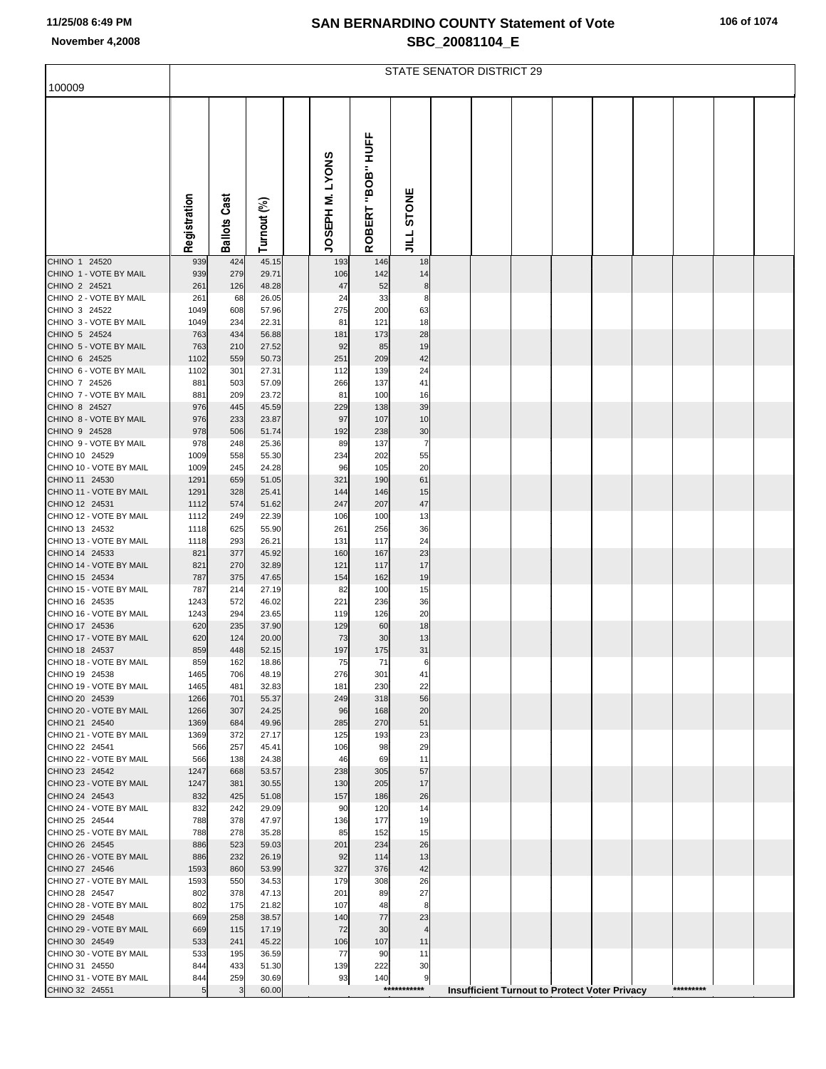# SAN BERNARDINO COUNTY Statement of Vote

## SBC_20081104_E

11/25/08 6:49 PM

November 4,2008

STATE SENATOR DISTRICT 29

100009

| | Registration | Ballots Cast | Turnout (%) | JOSEPH M. LYONS | ROBERT "BOB" HUFF | JILL STONE |
|---|---|---|---|---|---|---|
| CHINO 1 24520 | 939 | 424 | 45.15 | 193 | 146 | 18 |
| CHINO 1 - VOTE BY MAIL | 939 | 279 | 29.71 | 106 | 142 | 14 |
| CHINO 2 24521 | 261 | 126 | 48.28 | 47 | 52 | 8 |
| CHINO 2 - VOTE BY MAIL | 261 | 68 | 26.05 | 24 | 33 | 8 |
| CHINO 3 24522 | 1049 | 608 | 57.96 | 275 | 200 | 63 |
| CHINO 3 - VOTE BY MAIL | 1049 | 234 | 22.31 | 81 | 121 | 18 |
| CHINO 5 24524 | 763 | 434 | 56.88 | 181 | 173 | 28 |
| CHINO 5 - VOTE BY MAIL | 763 | 210 | 27.52 | 92 | 85 | 19 |
| CHINO 6 24525 | 1102 | 559 | 50.73 | 251 | 209 | 42 |
| CHINO 6 - VOTE BY MAIL | 1102 | 301 | 27.31 | 112 | 139 | 24 |
| CHINO 7 24526 | 881 | 503 | 57.09 | 266 | 137 | 41 |
| CHINO 7 - VOTE BY MAIL | 881 | 209 | 23.72 | 81 | 100 | 16 |
| CHINO 8 24527 | 976 | 445 | 45.59 | 229 | 138 | 39 |
| CHINO 8 - VOTE BY MAIL | 976 | 233 | 23.87 | 97 | 107 | 10 |
| CHINO 9 24528 | 978 | 506 | 51.74 | 192 | 238 | 30 |
| CHINO 9 - VOTE BY MAIL | 978 | 248 | 25.36 | 89 | 137 | 7 |
| CHINO 10 24529 | 1009 | 558 | 55.30 | 234 | 202 | 55 |
| CHINO 10 - VOTE BY MAIL | 1009 | 245 | 24.28 | 96 | 105 | 20 |
| CHINO 11 24530 | 1291 | 659 | 51.05 | 321 | 190 | 61 |
| CHINO 11 - VOTE BY MAIL | 1291 | 328 | 25.41 | 144 | 146 | 15 |
| CHINO 12 24531 | 1112 | 574 | 51.62 | 247 | 207 | 47 |
| CHINO 12 - VOTE BY MAIL | 1112 | 249 | 22.39 | 106 | 100 | 13 |
| CHINO 13 24532 | 1118 | 625 | 55.90 | 261 | 256 | 36 |
| CHINO 13 - VOTE BY MAIL | 1118 | 293 | 26.21 | 131 | 117 | 24 |
| CHINO 14 24533 | 821 | 377 | 45.92 | 160 | 167 | 23 |
| CHINO 14 - VOTE BY MAIL | 821 | 270 | 32.89 | 121 | 117 | 17 |
| CHINO 15 24534 | 787 | 375 | 47.65 | 154 | 162 | 19 |
| CHINO 15 - VOTE BY MAIL | 787 | 214 | 27.19 | 82 | 100 | 15 |
| CHINO 16 24535 | 1243 | 572 | 46.02 | 221 | 236 | 36 |
| CHINO 16 - VOTE BY MAIL | 1243 | 294 | 23.65 | 119 | 126 | 20 |
| CHINO 17 24536 | 620 | 235 | 37.90 | 129 | 60 | 18 |
| CHINO 17 - VOTE BY MAIL | 620 | 124 | 20.00 | 73 | 30 | 13 |
| CHINO 18 24537 | 859 | 448 | 52.15 | 197 | 175 | 31 |
| CHINO 18 - VOTE BY MAIL | 859 | 162 | 18.86 | 75 | 71 | 6 |
| CHINO 19 24538 | 1465 | 706 | 48.19 | 276 | 301 | 41 |
| CHINO 19 - VOTE BY MAIL | 1465 | 481 | 32.83 | 181 | 230 | 22 |
| CHINO 20 24539 | 1266 | 701 | 55.37 | 249 | 318 | 56 |
| CHINO 20 - VOTE BY MAIL | 1266 | 307 | 24.25 | 96 | 168 | 20 |
| CHINO 21 24540 | 1369 | 684 | 49.96 | 285 | 270 | 51 |
| CHINO 21 - VOTE BY MAIL | 1369 | 372 | 27.17 | 125 | 193 | 23 |
| CHINO 22 24541 | 566 | 257 | 45.41 | 106 | 98 | 29 |
| CHINO 22 - VOTE BY MAIL | 566 | 138 | 24.38 | 46 | 69 | 11 |
| CHINO 23 24542 | 1247 | 668 | 53.57 | 238 | 305 | 57 |
| CHINO 23 - VOTE BY MAIL | 1247 | 381 | 30.55 | 130 | 205 | 17 |
| CHINO 24 24543 | 832 | 425 | 51.08 | 157 | 186 | 26 |
| CHINO 24 - VOTE BY MAIL | 832 | 242 | 29.09 | 90 | 120 | 14 |
| CHINO 25 24544 | 788 | 378 | 47.97 | 136 | 177 | 19 |
| CHINO 25 - VOTE BY MAIL | 788 | 278 | 35.28 | 85 | 152 | 15 |
| CHINO 26 24545 | 886 | 523 | 59.03 | 201 | 234 | 26 |
| CHINO 26 - VOTE BY MAIL | 886 | 232 | 26.19 | 92 | 114 | 13 |
| CHINO 27 24546 | 1593 | 860 | 53.99 | 327 | 376 | 42 |
| CHINO 27 - VOTE BY MAIL | 1593 | 550 | 34.53 | 179 | 308 | 26 |
| CHINO 28 24547 | 802 | 378 | 47.13 | 201 | 89 | 27 |
| CHINO 28 - VOTE BY MAIL | 802 | 175 | 21.82 | 107 | 48 | 8 |
| CHINO 29 24548 | 669 | 258 | 38.57 | 140 | 77 | 23 |
| CHINO 29 - VOTE BY MAIL | 669 | 115 | 17.19 | 72 | 30 | 4 |
| CHINO 30 24549 | 533 | 241 | 45.22 | 106 | 107 | 11 |
| CHINO 30 - VOTE BY MAIL | 533 | 195 | 36.59 | 77 | 90 | 11 |
| CHINO 31 24550 | 844 | 433 | 51.30 | 139 | 222 | 30 |
| CHINO 31 - VOTE BY MAIL | 844 | 259 | 30.69 | 93 | 140 | 9 |
| CHINO 32 24551 | 5 | 3 | 60.00 | | | *********** Insufficient Turnout to Protect Voter Privacy ********* |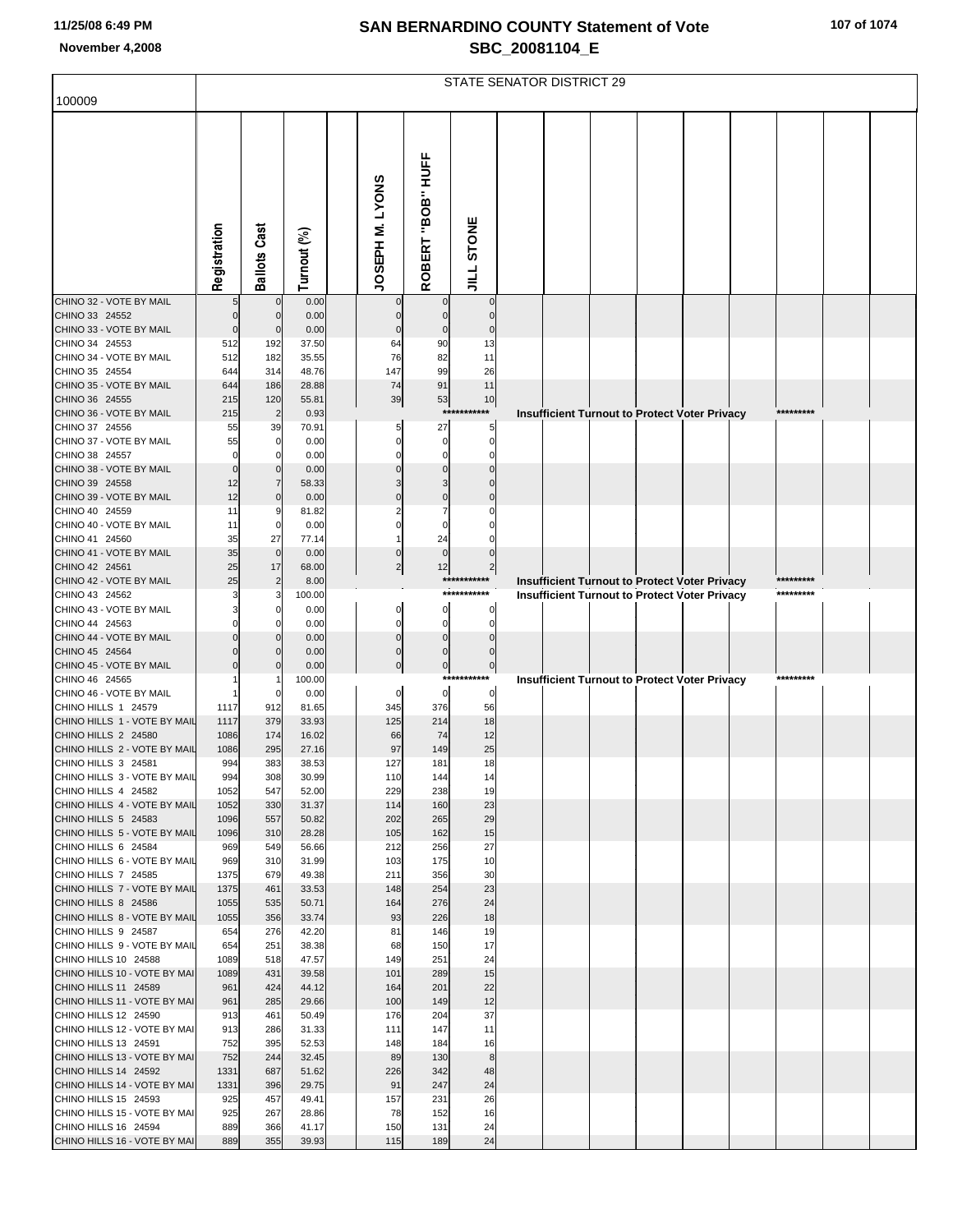# SAN BERNARDINO COUNTY Statement of Vote
## SBC_20081104_E

November 4,2008

## STATE SENATOR DISTRICT 29

100009

| | Registration | Ballots Cast | Turnout (%) | JOSEPH M. LYONS | ROBERT "BOB" HUFF | JILL STONE |
|---|---|---|---|---|---|---|
| CHINO 32 - VOTE BY MAIL | 5 | 0 | 0.00 | 0 | 0 | 0 |
| CHINO 33 24552 | 0 | 0 | 0.00 | 0 | 0 | 0 |
| CHINO 33 - VOTE BY MAIL | 0 | 0 | 0.00 | 0 | 0 | 0 |
| CHINO 34 24553 | 512 | 192 | 37.50 | 64 | 90 | 13 |
| CHINO 34 - VOTE BY MAIL | 512 | 182 | 35.55 | 76 | 82 | 11 |
| CHINO 35 24554 | 644 | 314 | 48.76 | 147 | 99 | 26 |
| CHINO 35 - VOTE BY MAIL | 644 | 186 | 28.88 | 74 | 91 | 11 |
| CHINO 36 24555 | 215 | 120 | 55.81 | 39 | 53 | 10 |
| CHINO 36 - VOTE BY MAIL | 215 | 2 | 0.93 | *********** Insufficient Turnout to Protect Voter Privacy ********* | | |
| CHINO 37 24556 | 55 | 39 | 70.91 | 5 | 27 | 5 |
| CHINO 37 - VOTE BY MAIL | 55 | 0 | 0.00 | 0 | 0 | 0 |
| CHINO 38 24557 | 0 | 0 | 0.00 | 0 | 0 | 0 |
| CHINO 38 - VOTE BY MAIL | 0 | 0 | 0.00 | 0 | 0 | 0 |
| CHINO 39 24558 | 12 | 7 | 58.33 | 3 | 3 | 0 |
| CHINO 39 - VOTE BY MAIL | 12 | 0 | 0.00 | 0 | 0 | 0 |
| CHINO 40 24559 | 11 | 9 | 81.82 | 2 | 7 | 0 |
| CHINO 40 - VOTE BY MAIL | 11 | 0 | 0.00 | 0 | 0 | 0 |
| CHINO 41 24560 | 35 | 27 | 77.14 | 1 | 24 | 0 |
| CHINO 41 - VOTE BY MAIL | 35 | 0 | 0.00 | 0 | 0 | 0 |
| CHINO 42 24561 | 25 | 17 | 68.00 | 2 | 12 | 2 |
| CHINO 42 - VOTE BY MAIL | 25 | 2 | 8.00 | *********** Insufficient Turnout to Protect Voter Privacy ********* | | |
| CHINO 43 24562 | 3 | 3 | 100.00 | *********** Insufficient Turnout to Protect Voter Privacy ********* | | |
| CHINO 43 - VOTE BY MAIL | 3 | 0 | 0.00 | 0 | 0 | 0 |
| CHINO 44 24563 | 0 | 0 | 0.00 | 0 | 0 | 0 |
| CHINO 44 - VOTE BY MAIL | 0 | 0 | 0.00 | 0 | 0 | 0 |
| CHINO 45 24564 | 0 | 0 | 0.00 | 0 | 0 | 0 |
| CHINO 45 - VOTE BY MAIL | 0 | 0 | 0.00 | 0 | 0 | 0 |
| CHINO 46 24565 | 1 | 1 | 100.00 | *********** Insufficient Turnout to Protect Voter Privacy ********* | | |
| CHINO 46 - VOTE BY MAIL | 1 | 0 | 0.00 | 0 | 0 | 0 |
| CHINO HILLS 1 24579 | 1117 | 912 | 81.65 | 345 | 376 | 56 |
| CHINO HILLS 1 - VOTE BY MAIL | 1117 | 379 | 33.93 | 125 | 214 | 18 |
| CHINO HILLS 2 24580 | 1086 | 174 | 16.02 | 66 | 74 | 12 |
| CHINO HILLS 2 - VOTE BY MAIL | 1086 | 295 | 27.16 | 97 | 149 | 25 |
| CHINO HILLS 3 24581 | 994 | 383 | 38.53 | 127 | 181 | 18 |
| CHINO HILLS 3 - VOTE BY MAIL | 994 | 308 | 30.99 | 110 | 144 | 14 |
| CHINO HILLS 4 24582 | 1052 | 547 | 52.00 | 229 | 238 | 19 |
| CHINO HILLS 4 - VOTE BY MAIL | 1052 | 330 | 31.37 | 114 | 160 | 23 |
| CHINO HILLS 5 24583 | 1096 | 557 | 50.82 | 202 | 265 | 29 |
| CHINO HILLS 5 - VOTE BY MAIL | 1096 | 310 | 28.28 | 105 | 162 | 15 |
| CHINO HILLS 6 24584 | 969 | 549 | 56.66 | 212 | 256 | 27 |
| CHINO HILLS 6 - VOTE BY MAIL | 969 | 310 | 31.99 | 103 | 175 | 10 |
| CHINO HILLS 7 24585 | 1375 | 679 | 49.38 | 211 | 356 | 30 |
| CHINO HILLS 7 - VOTE BY MAIL | 1375 | 461 | 33.53 | 148 | 254 | 23 |
| CHINO HILLS 8 24586 | 1055 | 535 | 50.71 | 164 | 276 | 24 |
| CHINO HILLS 8 - VOTE BY MAIL | 1055 | 356 | 33.74 | 93 | 226 | 18 |
| CHINO HILLS 9 24587 | 654 | 276 | 42.20 | 81 | 146 | 19 |
| CHINO HILLS 9 - VOTE BY MAIL | 654 | 251 | 38.38 | 68 | 150 | 17 |
| CHINO HILLS 10 24588 | 1089 | 518 | 47.57 | 149 | 251 | 24 |
| CHINO HILLS 10 - VOTE BY MAI | 1089 | 431 | 39.58 | 101 | 289 | 15 |
| CHINO HILLS 11 24589 | 961 | 424 | 44.12 | 164 | 201 | 22 |
| CHINO HILLS 11 - VOTE BY MAI | 961 | 285 | 29.66 | 100 | 149 | 12 |
| CHINO HILLS 12 24590 | 913 | 461 | 50.49 | 176 | 204 | 37 |
| CHINO HILLS 12 - VOTE BY MAI | 913 | 286 | 31.33 | 111 | 147 | 11 |
| CHINO HILLS 13 24591 | 752 | 395 | 52.53 | 148 | 184 | 16 |
| CHINO HILLS 13 - VOTE BY MAI | 752 | 244 | 32.45 | 89 | 130 | 8 |
| CHINO HILLS 14 24592 | 1331 | 687 | 51.62 | 226 | 342 | 48 |
| CHINO HILLS 14 - VOTE BY MAI | 1331 | 396 | 29.75 | 91 | 247 | 24 |
| CHINO HILLS 15 24593 | 925 | 457 | 49.41 | 157 | 231 | 26 |
| CHINO HILLS 15 - VOTE BY MAI | 925 | 267 | 28.86 | 78 | 152 | 16 |
| CHINO HILLS 16 24594 | 889 | 366 | 41.17 | 150 | 131 | 24 |
| CHINO HILLS 16 - VOTE BY MAI | 889 | 355 | 39.93 | 115 | 189 | 24 |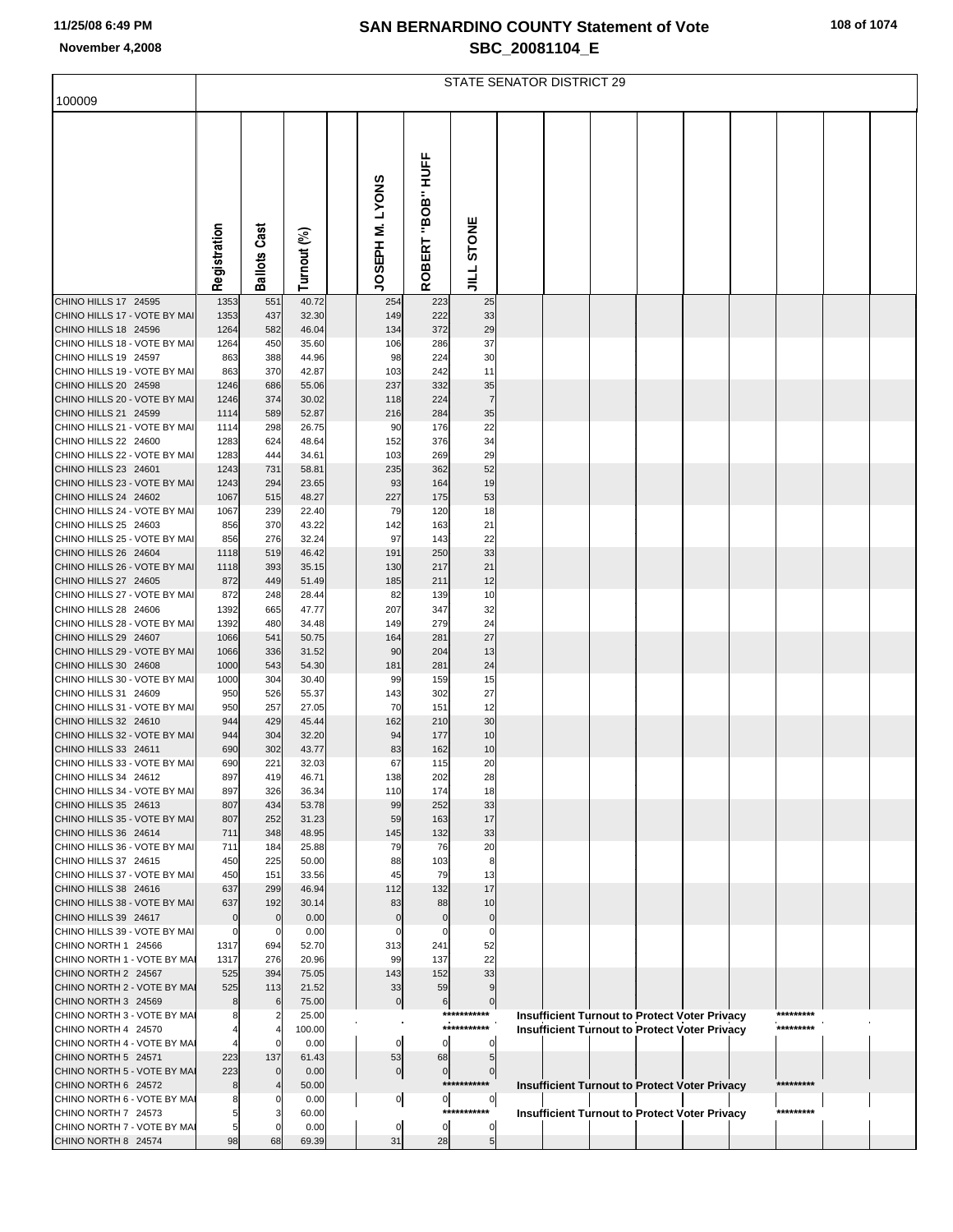# SAN BERNARDINO COUNTY Statement of Vote
## SBC_20081104_E

November 4,2008

100009

STATE SENATOR DISTRICT 29

| | Registration | Ballots Cast | Turnout (%) | | JOSEPH M. LYONS | ROBERT "BOB" HUFF | JILL STONE |
|---|---|---|---|---|---|---|---|
| CHINO HILLS 17 24595 | 1353 | 551 | 40.72 | | 254 | 223 | 25 |
| CHINO HILLS 17 - VOTE BY MAI | 1353 | 437 | 32.30 | | 149 | 222 | 33 |
| CHINO HILLS 18 24596 | 1264 | 582 | 46.04 | | 134 | 372 | 29 |
| CHINO HILLS 18 - VOTE BY MAI | 1264 | 450 | 35.60 | | 106 | 286 | 37 |
| CHINO HILLS 19 24597 | 863 | 388 | 44.96 | | 98 | 224 | 30 |
| CHINO HILLS 19 - VOTE BY MAI | 863 | 370 | 42.87 | | 103 | 242 | 11 |
| CHINO HILLS 20 24598 | 1246 | 686 | 55.06 | | 237 | 332 | 35 |
| CHINO HILLS 20 - VOTE BY MAI | 1246 | 374 | 30.02 | | 118 | 224 | 7 |
| CHINO HILLS 21 24599 | 1114 | 589 | 52.87 | | 216 | 284 | 35 |
| CHINO HILLS 21 - VOTE BY MAI | 1114 | 298 | 26.75 | | 90 | 176 | 22 |
| CHINO HILLS 22 24600 | 1283 | 624 | 48.64 | | 152 | 376 | 34 |
| CHINO HILLS 22 - VOTE BY MAI | 1283 | 444 | 34.61 | | 103 | 269 | 29 |
| CHINO HILLS 23 24601 | 1243 | 731 | 58.81 | | 235 | 362 | 52 |
| CHINO HILLS 23 - VOTE BY MAI | 1243 | 294 | 23.65 | | 93 | 164 | 19 |
| CHINO HILLS 24 24602 | 1067 | 515 | 48.27 | | 227 | 175 | 53 |
| CHINO HILLS 24 - VOTE BY MAI | 1067 | 239 | 22.40 | | 79 | 120 | 18 |
| CHINO HILLS 25 24603 | 856 | 370 | 43.22 | | 142 | 163 | 21 |
| CHINO HILLS 25 - VOTE BY MAI | 856 | 276 | 32.24 | | 97 | 143 | 22 |
| CHINO HILLS 26 24604 | 1118 | 519 | 46.42 | | 191 | 250 | 33 |
| CHINO HILLS 26 - VOTE BY MAI | 1118 | 393 | 35.15 | | 130 | 217 | 21 |
| CHINO HILLS 27 24605 | 872 | 449 | 51.49 | | 185 | 211 | 12 |
| CHINO HILLS 27 - VOTE BY MAI | 872 | 248 | 28.44 | | 82 | 139 | 10 |
| CHINO HILLS 28 24606 | 1392 | 665 | 47.77 | | 207 | 347 | 32 |
| CHINO HILLS 28 - VOTE BY MAI | 1392 | 480 | 34.48 | | 149 | 279 | 24 |
| CHINO HILLS 29 24607 | 1066 | 541 | 50.75 | | 164 | 281 | 27 |
| CHINO HILLS 29 - VOTE BY MAI | 1066 | 336 | 31.52 | | 90 | 204 | 13 |
| CHINO HILLS 30 24608 | 1000 | 543 | 54.30 | | 181 | 281 | 24 |
| CHINO HILLS 30 - VOTE BY MAI | 1000 | 304 | 30.40 | | 99 | 159 | 15 |
| CHINO HILLS 31 24609 | 950 | 526 | 55.37 | | 143 | 302 | 27 |
| CHINO HILLS 31 - VOTE BY MAI | 950 | 257 | 27.05 | | 70 | 151 | 12 |
| CHINO HILLS 32 24610 | 944 | 429 | 45.44 | | 162 | 210 | 30 |
| CHINO HILLS 32 - VOTE BY MAI | 944 | 304 | 32.20 | | 94 | 177 | 10 |
| CHINO HILLS 33 24611 | 690 | 302 | 43.77 | | 83 | 162 | 10 |
| CHINO HILLS 33 - VOTE BY MAI | 690 | 221 | 32.03 | | 67 | 115 | 20 |
| CHINO HILLS 34 24612 | 897 | 419 | 46.71 | | 138 | 202 | 28 |
| CHINO HILLS 34 - VOTE BY MAI | 897 | 326 | 36.34 | | 110 | 174 | 18 |
| CHINO HILLS 35 24613 | 807 | 434 | 53.78 | | 99 | 252 | 33 |
| CHINO HILLS 35 - VOTE BY MAI | 807 | 252 | 31.23 | | 59 | 163 | 17 |
| CHINO HILLS 36 24614 | 711 | 348 | 48.95 | | 145 | 132 | 33 |
| CHINO HILLS 36 - VOTE BY MAI | 711 | 184 | 25.88 | | 79 | 76 | 20 |
| CHINO HILLS 37 24615 | 450 | 225 | 50.00 | | 88 | 103 | 8 |
| CHINO HILLS 37 - VOTE BY MAI | 450 | 151 | 33.56 | | 45 | 79 | 13 |
| CHINO HILLS 38 24616 | 637 | 299 | 46.94 | | 112 | 132 | 17 |
| CHINO HILLS 38 - VOTE BY MAI | 637 | 192 | 30.14 | | 83 | 88 | 10 |
| CHINO HILLS 39 24617 | 0 | 0 | 0.00 | | 0 | 0 | 0 |
| CHINO HILLS 39 - VOTE BY MAI | 0 | 0 | 0.00 | | 0 | 0 | 0 |
| CHINO NORTH 1 24566 | 1317 | 694 | 52.70 | | 313 | 241 | 52 |
| CHINO NORTH 1 - VOTE BY MAI | 1317 | 276 | 20.96 | | 99 | 137 | 22 |
| CHINO NORTH 2 24567 | 525 | 394 | 75.05 | | 143 | 152 | 33 |
| CHINO NORTH 2 - VOTE BY MAI | 525 | 113 | 21.52 | | 33 | 59 | 9 |
| CHINO NORTH 3 24569 | 8 | 6 | 75.00 | | 0 | 6 | 0 |
| CHINO NORTH 3 - VOTE BY MAI | 8 | 2 | 25.00 | | | | *********** Insufficient Turnout to Protect Voter Privacy ********* |
| CHINO NORTH 4 24570 | 4 | 4 | 100.00 | | | | *********** Insufficient Turnout to Protect Voter Privacy ********* |
| CHINO NORTH 4 - VOTE BY MAI | 4 | 0 | 0.00 | | 0 | 0 | 0 |
| CHINO NORTH 5 24571 | 223 | 137 | 61.43 | | 53 | 68 | 5 |
| CHINO NORTH 5 - VOTE BY MAI | 223 | 0 | 0.00 | | 0 | 0 | 0 |
| CHINO NORTH 6 24572 | 8 | 4 | 50.00 | | | | *********** Insufficient Turnout to Protect Voter Privacy ********* |
| CHINO NORTH 6 - VOTE BY MAI | 8 | 0 | 0.00 | | 0 | 0 | 0 |
| CHINO NORTH 7 24573 | 5 | 3 | 60.00 | | | | *********** Insufficient Turnout to Protect Voter Privacy ********* |
| CHINO NORTH 7 - VOTE BY MAI | 5 | 0 | 0.00 | | 0 | 0 | 0 |
| CHINO NORTH 8 24574 | 98 | 68 | 69.39 | | 31 | 28 | 5 |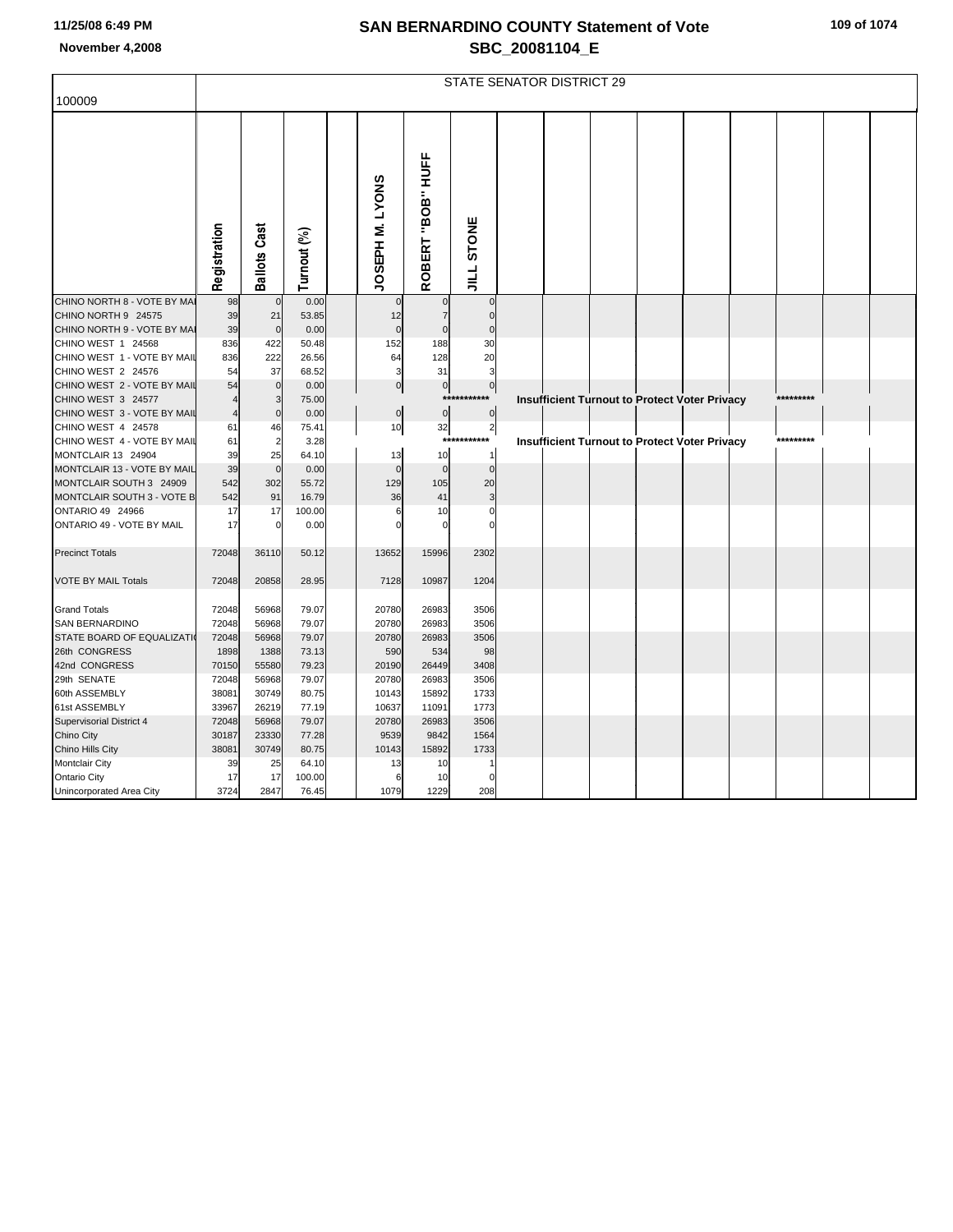# SAN BERNARDINO COUNTY Statement of Vote

## SBC_20081104_E

November 4,2008

100009

STATE SENATOR DISTRICT 29

| | Registration | Ballots Cast | Turnout (%) | | JOSEPH M. LYONS | ROBERT "BOB" HUFF | JILL STONE |
|---|---|---|---|---|---|---|---|
| CHINO NORTH 8 - VOTE BY MAI | 98 | 0 | 0.00 | | 0 | 0 | 0 |
| CHINO NORTH 9 24575 | 39 | 21 | 53.85 | | 12 | 7 | 0 |
| CHINO NORTH 9 - VOTE BY MAI | 39 | 0 | 0.00 | | 0 | 0 | 0 |
| CHINO WEST 1 24568 | 836 | 422 | 50.48 | | 152 | 188 | 30 |
| CHINO WEST 1 - VOTE BY MAIL | 836 | 222 | 26.56 | | 64 | 128 | 20 |
| CHINO WEST 2 24576 | 54 | 37 | 68.52 | | 3 | 31 | 3 |
| CHINO WEST 2 - VOTE BY MAIL | 54 | 0 | 0.00 | | 0 | 0 | 0 |
| CHINO WEST 3 24577 | 4 | 3 | 75.00 | | *********** Insufficient Turnout to Protect Voter Privacy ********* | | |
| CHINO WEST 3 - VOTE BY MAIL | 4 | 0 | 0.00 | | 0 | 0 | 0 |
| CHINO WEST 4 24578 | 61 | 46 | 75.41 | | 10 | 32 | 2 |
| CHINO WEST 4 - VOTE BY MAIL | 61 | 2 | 3.28 | | *********** Insufficient Turnout to Protect Voter Privacy ********* | | |
| MONTCLAIR 13 24904 | 39 | 25 | 64.10 | | 13 | 10 | 1 |
| MONTCLAIR 13 - VOTE BY MAIL | 39 | 0 | 0.00 | | 0 | 0 | 0 |
| MONTCLAIR SOUTH 3 24909 | 542 | 302 | 55.72 | | 129 | 105 | 20 |
| MONTCLAIR SOUTH 3 - VOTE B | 542 | 91 | 16.79 | | 36 | 41 | 3 |
| ONTARIO 49 24966 | 17 | 17 | 100.00 | | 6 | 10 | 0 |
| ONTARIO 49 - VOTE BY MAIL | 17 | 0 | 0.00 | | 0 | 0 | 0 |
| Precinct Totals | 72048 | 36110 | 50.12 | | 13652 | 15996 | 2302 |
| VOTE BY MAIL Totals | 72048 | 20858 | 28.95 | | 7128 | 10987 | 1204 |
| Grand Totals | 72048 | 56968 | 79.07 | | 20780 | 26983 | 3506 |
| SAN BERNARDINO | 72048 | 56968 | 79.07 | | 20780 | 26983 | 3506 |
| STATE BOARD OF EQUALIZATI | 72048 | 56968 | 79.07 | | 20780 | 26983 | 3506 |
| 26th CONGRESS | 1898 | 1388 | 73.13 | | 590 | 534 | 98 |
| 42nd CONGRESS | 70150 | 55580 | 79.23 | | 20190 | 26449 | 3408 |
| 29th SENATE | 72048 | 56968 | 79.07 | | 20780 | 26983 | 3506 |
| 60th ASSEMBLY | 38081 | 30749 | 80.75 | | 10143 | 15892 | 1733 |
| 61st ASSEMBLY | 33967 | 26219 | 77.19 | | 10637 | 11091 | 1773 |
| Supervisorial District 4 | 72048 | 56968 | 79.07 | | 20780 | 26983 | 3506 |
| Chino City | 30187 | 23330 | 77.28 | | 9539 | 9842 | 1564 |
| Chino Hills City | 38081 | 30749 | 80.75 | | 10143 | 15892 | 1733 |
| Montclair City | 39 | 25 | 64.10 | | 13 | 10 | 1 |
| Ontario City | 17 | 17 | 100.00 | | 6 | 10 | 0 |
| Unincorporated Area City | 3724 | 2847 | 76.45 | | 1079 | 1229 | 208 |